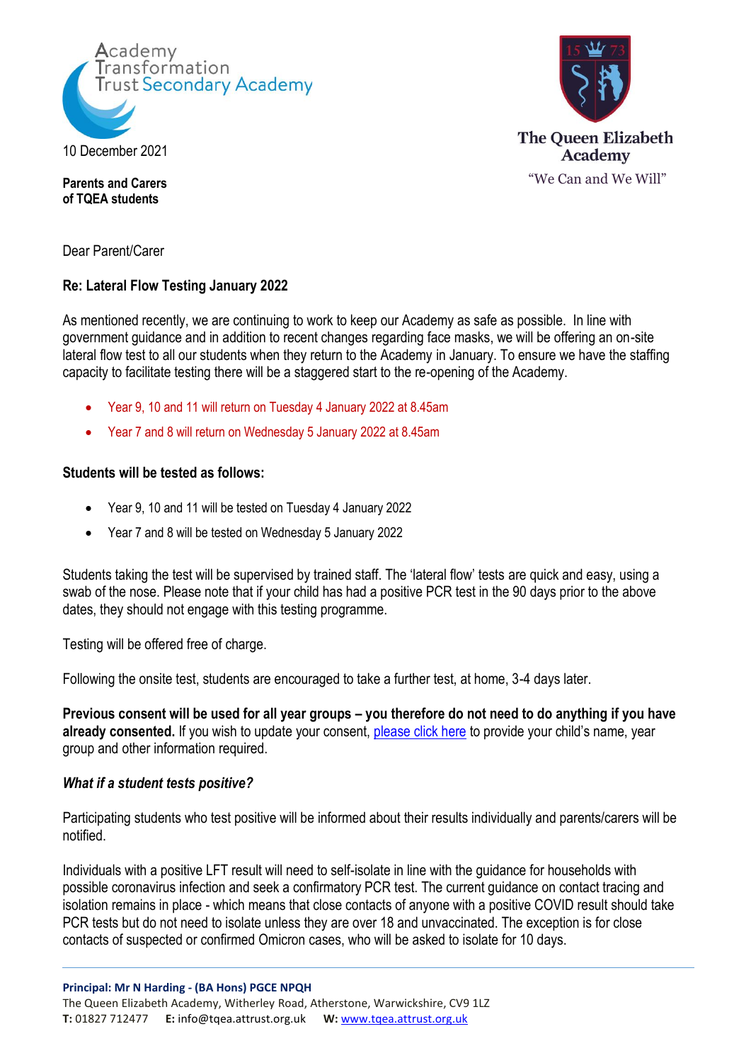Academy Transformation Trust Secondary Academy

The Queen Elizabeth Academy

"We Can and We Will"

10 December 2021

**Parents and Carers**
**of TQEA students**

Dear Parent/Carer

**Re: Lateral Flow Testing January 2022**

As mentioned recently, we are continuing to work to keep our Academy as safe as possible. In line with government guidance and in addition to recent changes regarding face masks, we will be offering an on-site lateral flow test to all our students when they return to the Academy in January. To ensure we have the staffing capacity to facilitate testing there will be a staggered start to the re-opening of the Academy.

- Year 9, 10 and 11 will return on Tuesday 4 January 2022 at 8.45am
- Year 7 and 8 will return on Wednesday 5 January 2022 at 8.45am

**Students will be tested as follows:**

- Year 9, 10 and 11 will be tested on Tuesday 4 January 2022
- Year 7 and 8 will be tested on Wednesday 5 January 2022

Students taking the test will be supervised by trained staff. The 'lateral flow' tests are quick and easy, using a swab of the nose. Please note that if your child has had a positive PCR test in the 90 days prior to the above dates, they should not engage with this testing programme.

Testing will be offered free of charge.

Following the onsite test, students are encouraged to take a further test, at home, 3-4 days later.

**Previous consent will be used for all year groups – you therefore do not need to do anything if you have already consented.** If you wish to update your consent, please click here to provide your child's name, year group and other information required.

***What if a student tests positive?***

Participating students who test positive will be informed about their results individually and parents/carers will be notified.

Individuals with a positive LFT result will need to self-isolate in line with the guidance for households with possible coronavirus infection and seek a confirmatory PCR test. The current guidance on contact tracing and isolation remains in place - which means that close contacts of anyone with a positive COVID result should take PCR tests but do not need to isolate unless they are over 18 and unvaccinated. The exception is for close contacts of suspected or confirmed Omicron cases, who will be asked to isolate for 10 days.

**Principal: Mr N Harding - (BA Hons) PGCE NPQH**
The Queen Elizabeth Academy, Witherley Road, Atherstone, Warwickshire, CV9 1LZ
**T:** 01827 712477 **E:** info@tqea.attrust.org.uk **W:** www.tqea.attrust.org.uk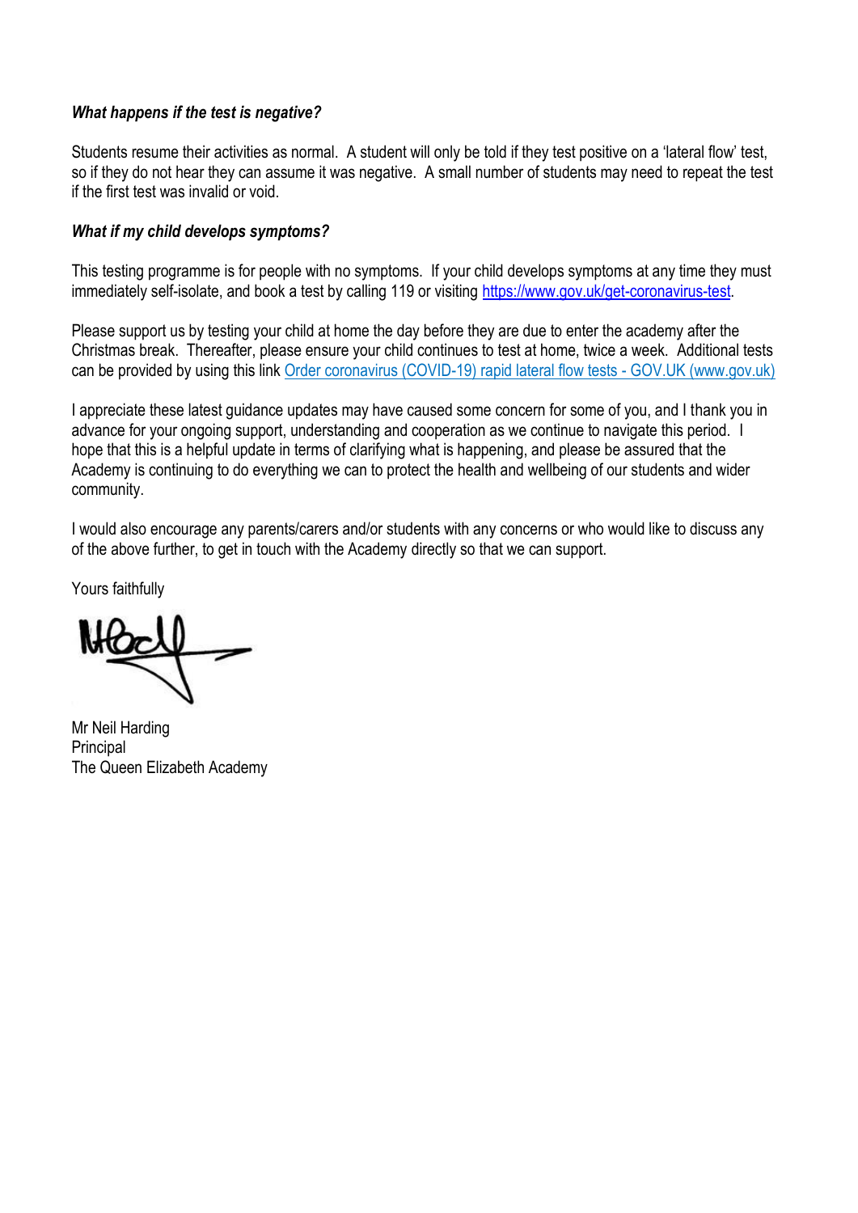***What happens if the test is negative?***

Students resume their activities as normal. A student will only be told if they test positive on a 'lateral flow' test, so if they do not hear they can assume it was negative. A small number of students may need to repeat the test if the first test was invalid or void.

***What if my child develops symptoms?***

This testing programme is for people with no symptoms. If your child develops symptoms at any time they must immediately self-isolate, and book a test by calling 119 or visiting https://www.gov.uk/get-coronavirus-test.

Please support us by testing your child at home the day before they are due to enter the academy after the Christmas break. Thereafter, please ensure your child continues to test at home, twice a week. Additional tests can be provided by using this link Order coronavirus (COVID-19) rapid lateral flow tests - GOV.UK (www.gov.uk)

I appreciate these latest guidance updates may have caused some concern for some of you, and I thank you in advance for your ongoing support, understanding and cooperation as we continue to navigate this period. I hope that this is a helpful update in terms of clarifying what is happening, and please be assured that the Academy is continuing to do everything we can to protect the health and wellbeing of our students and wider community.

I would also encourage any parents/carers and/or students with any concerns or who would like to discuss any of the above further, to get in touch with the Academy directly so that we can support.

Yours faithfully

Mr Neil Harding
Principal
The Queen Elizabeth Academy